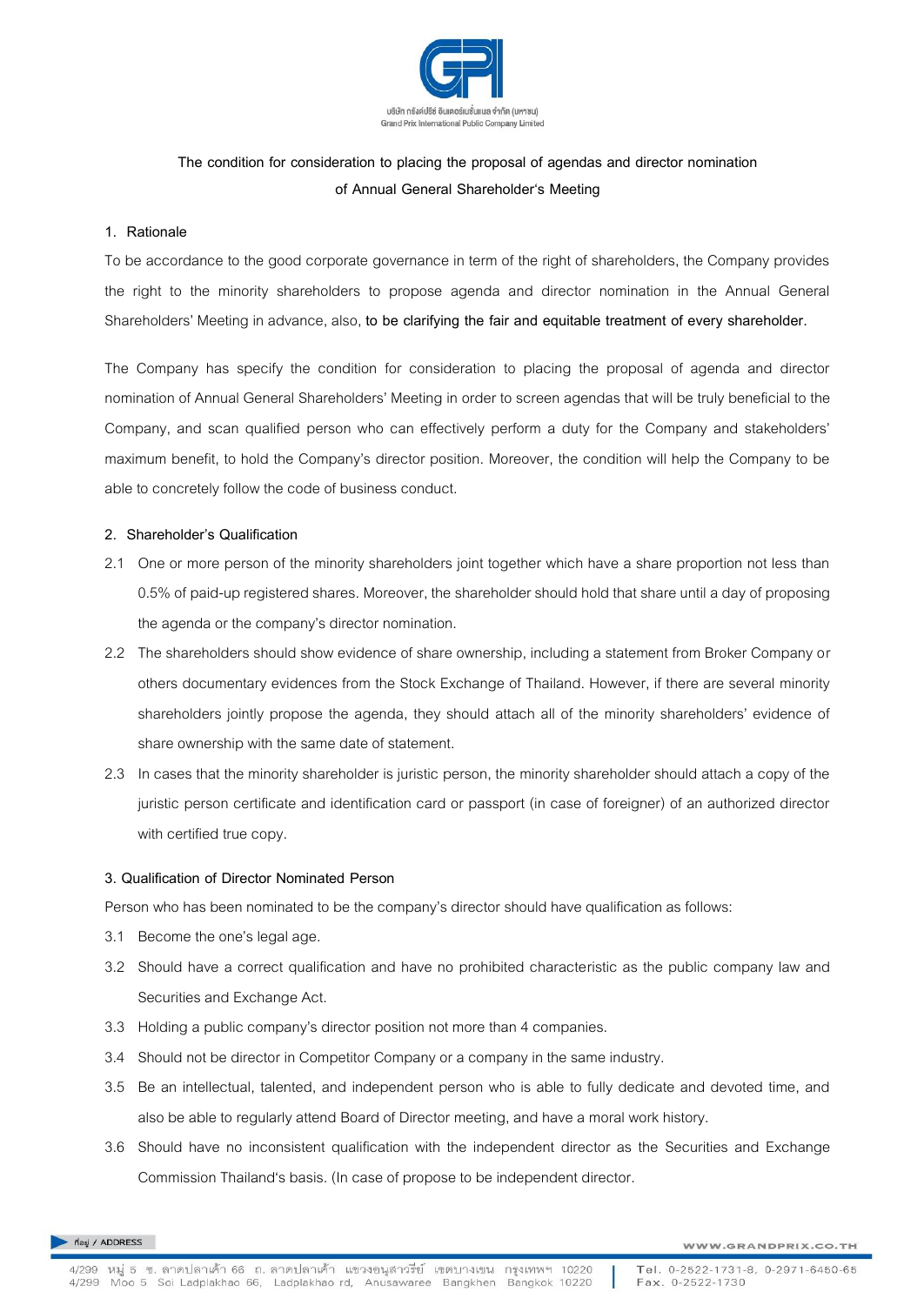The condition for consideration to placing the proposal of agendas and director nomination of Annual General Shareholder's Meeting

1. Rationale

To be accordance to the good corporate governance in term of the right of shareholders, the Company provides the right to the minority shareholders to propose agenda and director nomination in the Annual General Shareholders' Meeting in advance, also, **to be clarifying the fair and equitable treatment of every shareholder**.

The Company has specify the condition for consideration to placing the proposal of agenda and director nomination of Annual General Shareholders' Meeting in order to screen agendas that will be truly beneficial to the Company, and scan qualified person who can effectively perform a duty for the Company and stakeholders' maximum benefit, to hold the Company's director position. Moreover, the condition will help the Company to be able to concretely follow the code of business conduct.

2. Shareholder's Qualification

2.1 One or more person of the minority shareholders joint together which have a share proportion not less than 0.5% of paid-up registered shares. Moreover, the shareholder should hold that share until a day of proposing the agenda or the company's director nomination.

2.2 The shareholders should show evidence of share ownership, including a statement from Broker Company or others documentary evidences from the Stock Exchange of Thailand. However, if there are several minority shareholders jointly propose the agenda, they should attach all of the minority shareholders' evidence of share ownership with the same date of statement.

2.3 In cases that the minority shareholder is juristic person, the minority shareholder should attach a copy of the juristic person certificate and identification card or passport (in case of foreigner) of an authorized director with certified true copy.

3. Qualification of Director Nominated Person

Person who has been nominated to be the company's director should have qualification as follows:

3.1 Become the one's legal age.

3.2 Should have a correct qualification and have no prohibited characteristic as the public company law and Securities and Exchange Act.

3.3 Holding a public company's director position not more than 4 companies.

3.4 Should not be director in Competitor Company or a company in the same industry.

3.5 Be an intellectual, talented, and independent person who is able to fully dedicate and devoted time, and also be able to regularly attend Board of Director meeting, and have a moral work history.

3.6 Should have no inconsistent qualification with the independent director as the Securities and Exchange Commission Thailand's basis. (In case of propose to be independent director.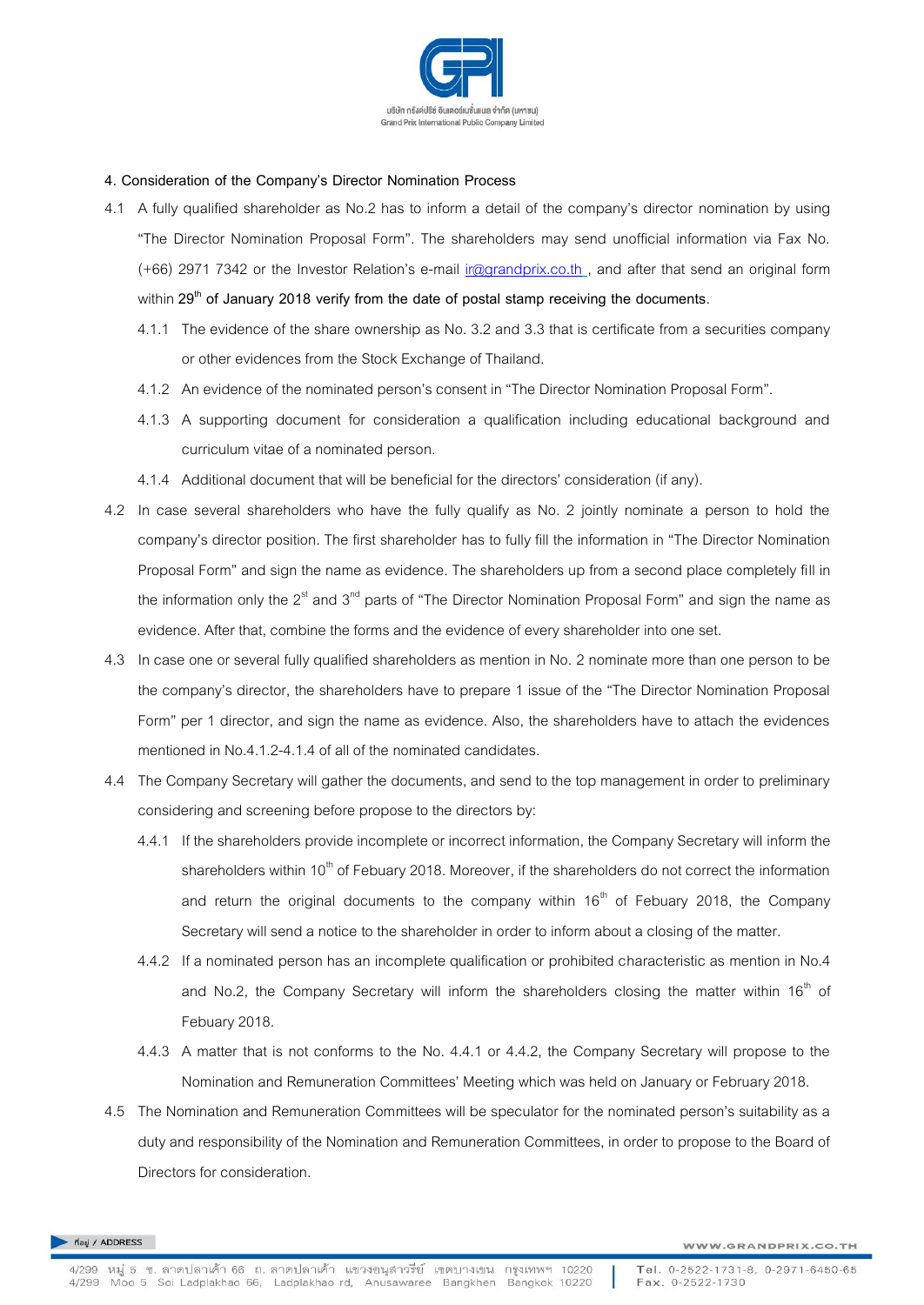4. Consideration of the Company's Director Nomination Process

4.1 A fully qualified shareholder as No.2 has to inform a detail of the company's director nomination by using "The Director Nomination Proposal Form". The shareholders may send unofficial information via Fax No. (+66) 2971 7342 or the Investor Relation's e-mail ir@grandprix.co.th , and after that send an original form within 29th of January 2018 verify from the date of postal stamp receiving the documents.

   4.1.1 The evidence of the share ownership as No. 3.2 and 3.3 that is certificate from a securities company or other evidences from the Stock Exchange of Thailand.

   4.1.2 An evidence of the nominated person's consent in "The Director Nomination Proposal Form".

   4.1.3 A supporting document for consideration a qualification including educational background and curriculum vitae of a nominated person.

   4.1.4 Additional document that will be beneficial for the directors' consideration (if any).

4.2 In case several shareholders who have the fully qualify as No. 2 jointly nominate a person to hold the company's director position. The first shareholder has to fully fill the information in "The Director Nomination Proposal Form" and sign the name as evidence. The shareholders up from a second place completely fill in the information only the 2st and 3nd parts of "The Director Nomination Proposal Form" and sign the name as evidence. After that, combine the forms and the evidence of every shareholder into one set.

4.3 In case one or several fully qualified shareholders as mention in No. 2 nominate more than one person to be the company's director, the shareholders have to prepare 1 issue of the "The Director Nomination Proposal Form" per 1 director, and sign the name as evidence. Also, the shareholders have to attach the evidences mentioned in No.4.1.2-4.1.4 of all of the nominated candidates.

4.4 The Company Secretary will gather the documents, and send to the top management in order to preliminary considering and screening before propose to the directors by:

   4.4.1 If the shareholders provide incomplete or incorrect information, the Company Secretary will inform the shareholders within 10th of Febuary 2018. Moreover, if the shareholders do not correct the information and return the original documents to the company within 16th of Febuary 2018, the Company Secretary will send a notice to the shareholder in order to inform about a closing of the matter.

   4.4.2 If a nominated person has an incomplete qualification or prohibited characteristic as mention in No.4 and No.2, the Company Secretary will inform the shareholders closing the matter within 16th of Febuary 2018.

   4.4.3 A matter that is not conforms to the No. 4.4.1 or 4.4.2, the Company Secretary will propose to the Nomination and Remuneration Committees' Meeting which was held on January or February 2018.

4.5 The Nomination and Remuneration Committees will be speculator for the nominated person's suitability as a duty and responsibility of the Nomination and Remuneration Committees, in order to propose to the Board of Directors for consideration.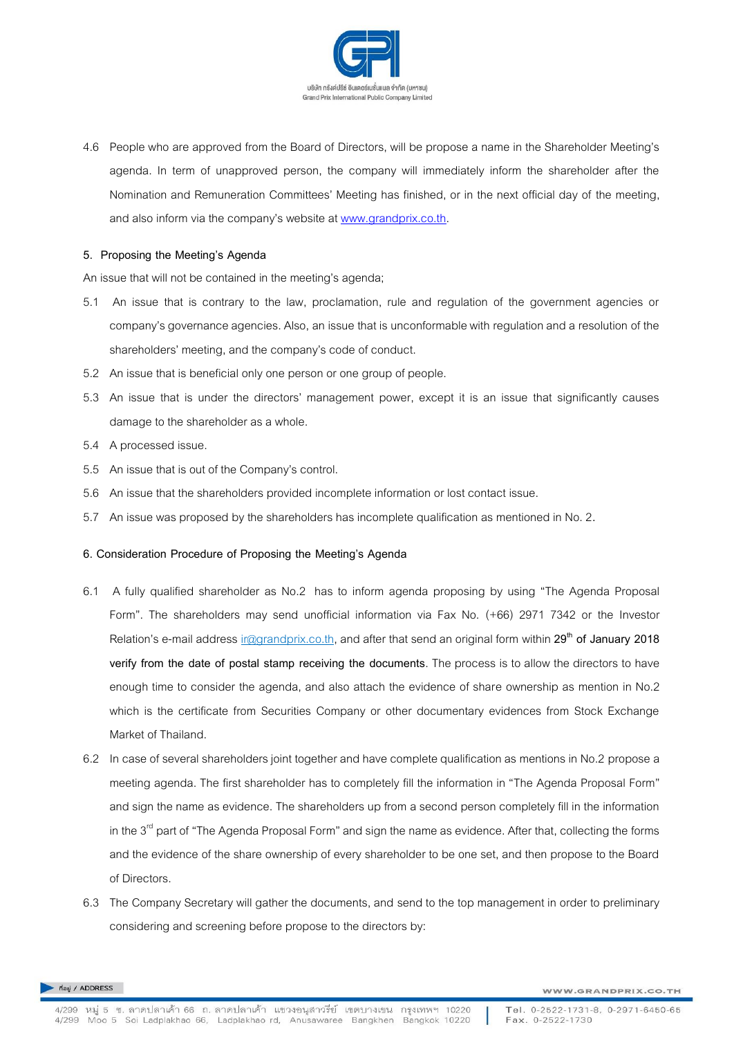4.6 People who are approved from the Board of Directors, will be propose a name in the Shareholder Meeting's agenda. In term of unapproved person, the company will immediately inform the shareholder after the Nomination and Remuneration Committees' Meeting has finished, or in the next official day of the meeting, and also inform via the company's website at www.grandprix.co.th.

**5. Proposing the Meeting's Agenda**

An issue that will not be contained in the meeting's agenda;

5.1 An issue that is contrary to the law, proclamation, rule and regulation of the government agencies or company's governance agencies. Also, an issue that is unconformable with regulation and a resolution of the shareholders' meeting, and the company's code of conduct.

5.2 An issue that is beneficial only one person or one group of people.

5.3 An issue that is under the directors' management power, except it is an issue that significantly causes damage to the shareholder as a whole.

5.4 A processed issue.

5.5 An issue that is out of the Company's control.

5.6 An issue that the shareholders provided incomplete information or lost contact issue.

5.7 An issue was proposed by the shareholders has incomplete qualification as mentioned in No. 2.

**6. Consideration Procedure of Proposing the Meeting's Agenda**

6.1 A fully qualified shareholder as No.2 has to inform agenda proposing by using "The Agenda Proposal Form". The shareholders may send unofficial information via Fax No. (+66) 2971 7342 or the Investor Relation's e-mail address ir@grandprix.co.th, and after that send an original form within **29th of January 2018 verify from the date of postal stamp receiving the documents**. The process is to allow the directors to have enough time to consider the agenda, and also attach the evidence of share ownership as mention in No.2 which is the certificate from Securities Company or other documentary evidences from Stock Exchange Market of Thailand.

6.2 In case of several shareholders joint together and have complete qualification as mentions in No.2 propose a meeting agenda. The first shareholder has to completely fill the information in "The Agenda Proposal Form" and sign the name as evidence. The shareholders up from a second person completely fill in the information in the 3rd part of "The Agenda Proposal Form" and sign the name as evidence. After that, collecting the forms and the evidence of the share ownership of every shareholder to be one set, and then propose to the Board of Directors.

6.3 The Company Secretary will gather the documents, and send to the top management in order to preliminary considering and screening before propose to the directors by: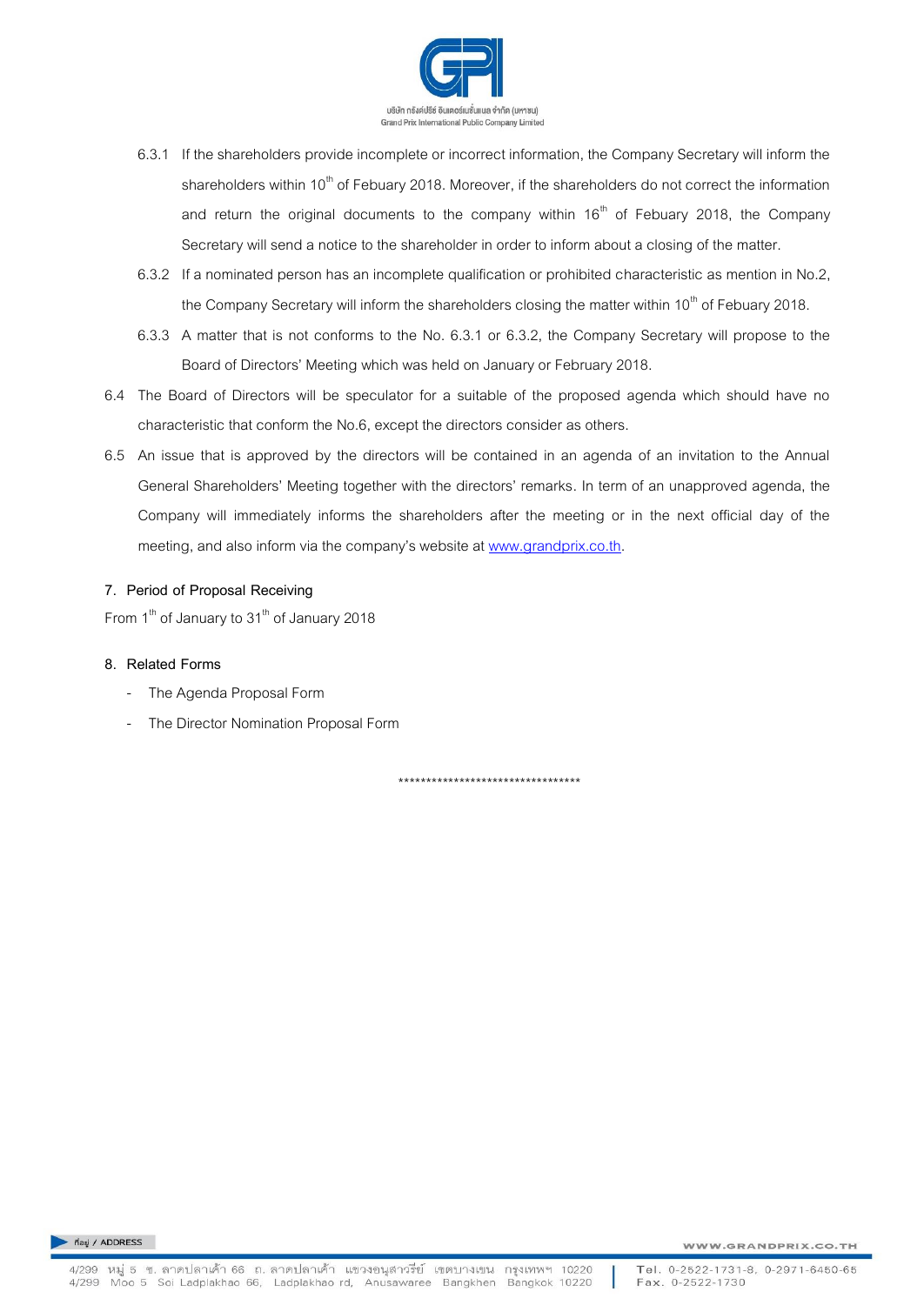6.3.1 If the shareholders provide incomplete or incorrect information, the Company Secretary will inform the shareholders within 10th of Febuary 2018. Moreover, if the shareholders do not correct the information and return the original documents to the company within 16th of Febuary 2018, the Company Secretary will send a notice to the shareholder in order to inform about a closing of the matter.

6.3.2 If a nominated person has an incomplete qualification or prohibited characteristic as mention in No.2, the Company Secretary will inform the shareholders closing the matter within 10th of Febuary 2018.

6.3.3 A matter that is not conforms to the No. 6.3.1 or 6.3.2, the Company Secretary will propose to the Board of Directors' Meeting which was held on January or February 2018.

6.4 The Board of Directors will be speculator for a suitable of the proposed agenda which should have no characteristic that conform the No.6, except the directors consider as others.

6.5 An issue that is approved by the directors will be contained in an agenda of an invitation to the Annual General Shareholders' Meeting together with the directors' remarks. In term of an unapproved agenda, the Company will immediately informs the shareholders after the meeting or in the next official day of the meeting, and also inform via the company's website at www.grandprix.co.th.

7. Period of Proposal Receiving

From 1st of January to 31st of January 2018

8. Related Forms

- The Agenda Proposal Form
- The Director Nomination Proposal Form

**********************************